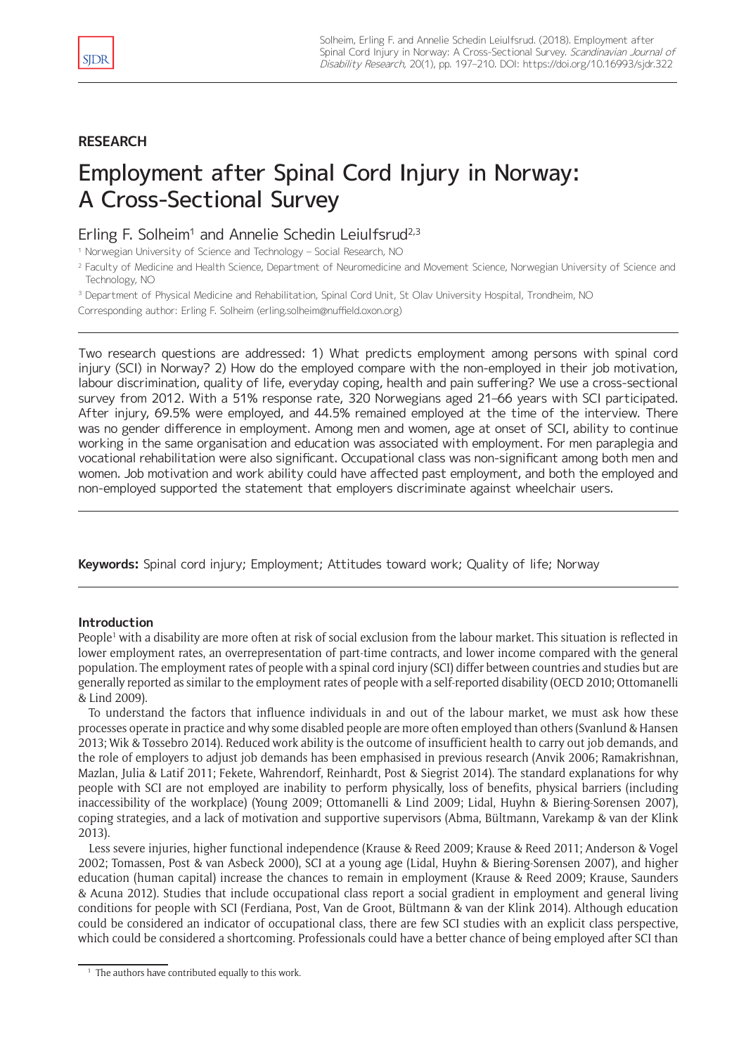RESEARCH

# Employment after Spinal Cord Injury in Norway: A Cross-Sectional Survey

Erling F. Solheim[1] and Annelie Schedin Leiulfsrud[2,3]

[1] Norwegian University of Science and Technology – Social Research, NO

[2] Faculty of Medicine and Health Science, Department of Neuromedicine and Movement Science, Norwegian University of Science and Technology, NO

[3] Department of Physical Medicine and Rehabilitation, Spinal Cord Unit, St Olav University Hospital, Trondheim, NO

Corresponding author: Erling F. Solheim (erling.solheim@nuffield.oxon.org)

Two research questions are addressed: 1) What predicts employment among persons with spinal cord injury (SCI) in Norway? 2) How do the employed compare with the non-employed in their job motivation, labour discrimination, quality of life, everyday coping, health and pain suffering? We use a cross-sectional survey from 2012. With a 51% response rate, 320 Norwegians aged 21–66 years with SCI participated. After injury, 69.5% were employed, and 44.5% remained employed at the time of the interview. There was no gender difference in employment. Among men and women, age at onset of SCI, ability to continue working in the same organisation and education was associated with employment. For men paraplegia and vocational rehabilitation were also significant. Occupational class was non-significant among both men and women. Job motivation and work ability could have affected past employment, and both the employed and non-employed supported the statement that employers discriminate against wheelchair users.

**Keywords:** Spinal cord injury; Employment; Attitudes toward work; Quality of life; Norway

## Introduction

People[1] with a disability are more often at risk of social exclusion from the labour market. This situation is reflected in lower employment rates, an overrepresentation of part-time contracts, and lower income compared with the general population. The employment rates of people with a spinal cord injury (SCI) differ between countries and studies but are generally reported as similar to the employment rates of people with a self-reported disability (OECD 2010; Ottomanelli & Lind 2009).

To understand the factors that influence individuals in and out of the labour market, we must ask how these processes operate in practice and why some disabled people are more often employed than others (Svanlund & Hansen 2013; Wik & Tøssebro 2014). Reduced work ability is the outcome of insufficient health to carry out job demands, and the role of employers to adjust job demands has been emphasised in previous research (Anvik 2006; Ramakrishnan, Mazlan, Julia & Latif 2011; Fekete, Wahrendorf, Reinhardt, Post & Siegrist 2014). The standard explanations for why people with SCI are not employed are inability to perform physically, loss of benefits, physical barriers (including inaccessibility of the workplace) (Young 2009; Ottomanelli & Lind 2009; Lidal, Huyhn & Biering-Sørensen 2007), coping strategies, and a lack of motivation and supportive supervisors (Abma, Bültmann, Varekamp & van der Klink 2013).

Less severe injuries, higher functional independence (Krause & Reed 2009; Krause & Reed 2011; Anderson & Vogel 2002; Tomassen, Post & van Asbeck 2000), SCI at a young age (Lidal, Huyhn & Biering-Sørensen 2007), and higher education (human capital) increase the chances to remain in employment (Krause & Reed 2009; Krause, Saunders & Acuna 2012). Studies that include occupational class report a social gradient in employment and general living conditions for people with SCI (Ferdiana, Post, Van de Groot, Bültmann & van der Klink 2014). Although education could be considered an indicator of occupational class, there are few SCI studies with an explicit class perspective, which could be considered a shortcoming. Professionals could have a better chance of being employed after SCI than

[1] The authors have contributed equally to this work.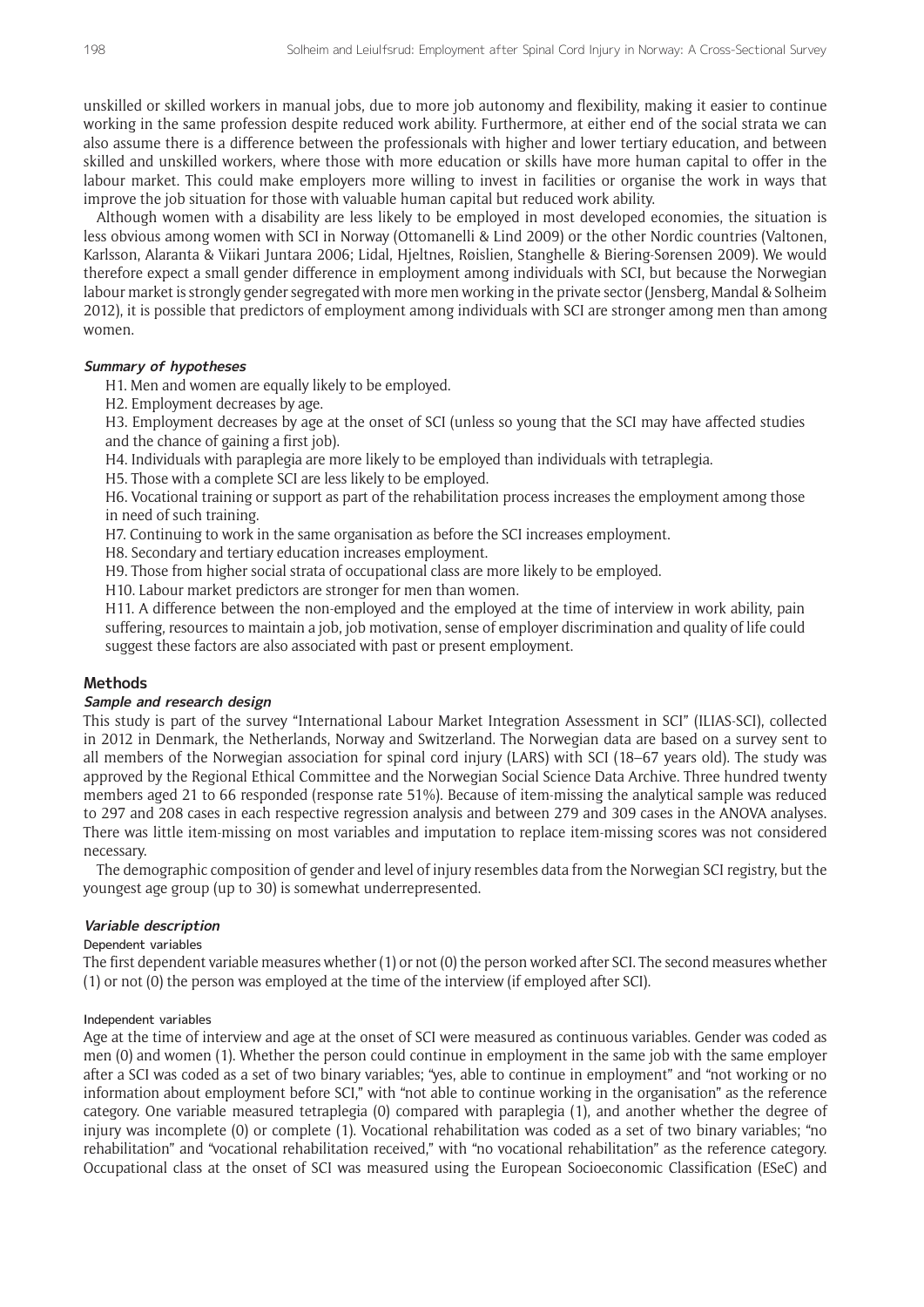unskilled or skilled workers in manual jobs, due to more job autonomy and flexibility, making it easier to continue working in the same profession despite reduced work ability. Furthermore, at either end of the social strata we can also assume there is a difference between the professionals with higher and lower tertiary education, and between skilled and unskilled workers, where those with more education or skills have more human capital to offer in the labour market. This could make employers more willing to invest in facilities or organise the work in ways that improve the job situation for those with valuable human capital but reduced work ability.

Although women with a disability are less likely to be employed in most developed economies, the situation is less obvious among women with SCI in Norway (Ottomanelli & Lind 2009) or the other Nordic countries (Valtonen, Karlsson, Alaranta & Viikari Juntara 2006; Lidal, Hjeltnes, Røislien, Stanghelle & Biering-Sørensen 2009). We would therefore expect a small gender difference in employment among individuals with SCI, but because the Norwegian labour market is strongly gender segregated with more men working in the private sector (Jensberg, Mandal & Solheim 2012), it is possible that predictors of employment among individuals with SCI are stronger among men than among women.

#### *Summary of hypotheses*

H1. Men and women are equally likely to be employed.

H2. Employment decreases by age.

H3. Employment decreases by age at the onset of SCI (unless so young that the SCI may have affected studies and the chance of gaining a first job).

H4. Individuals with paraplegia are more likely to be employed than individuals with tetraplegia.

H5. Those with a complete SCI are less likely to be employed.

H6. Vocational training or support as part of the rehabilitation process increases the employment among those in need of such training.

H7. Continuing to work in the same organisation as before the SCI increases employment.

H8. Secondary and tertiary education increases employment.

H9. Those from higher social strata of occupational class are more likely to be employed.

H10. Labour market predictors are stronger for men than women.

H11. A difference between the non-employed and the employed at the time of interview in work ability, pain suffering, resources to maintain a job, job motivation, sense of employer discrimination and quality of life could suggest these factors are also associated with past or present employment.

## Methods

### *Sample and research design*

This study is part of the survey "International Labour Market Integration Assessment in SCI" (ILIAS-SCI), collected in 2012 in Denmark, the Netherlands, Norway and Switzerland. The Norwegian data are based on a survey sent to all members of the Norwegian association for spinal cord injury (LARS) with SCI (18–67 years old). The study was approved by the Regional Ethical Committee and the Norwegian Social Science Data Archive. Three hundred twenty members aged 21 to 66 responded (response rate 51%). Because of item-missing the analytical sample was reduced to 297 and 208 cases in each respective regression analysis and between 279 and 309 cases in the ANOVA analyses. There was little item-missing on most variables and imputation to replace item-missing scores was not considered necessary.

The demographic composition of gender and level of injury resembles data from the Norwegian SCI registry, but the youngest age group (up to 30) is somewhat underrepresented.

### *Variable description*

#### Dependent variables

The first dependent variable measures whether (1) or not (0) the person worked after SCI. The second measures whether (1) or not (0) the person was employed at the time of the interview (if employed after SCI).

#### Independent variables

Age at the time of interview and age at the onset of SCI were measured as continuous variables. Gender was coded as men (0) and women (1). Whether the person could continue in employment in the same job with the same employer after a SCI was coded as a set of two binary variables; "yes, able to continue in employment" and "not working or no information about employment before SCI," with "not able to continue working in the organisation" as the reference category. One variable measured tetraplegia (0) compared with paraplegia (1), and another whether the degree of injury was incomplete (0) or complete (1). Vocational rehabilitation was coded as a set of two binary variables; "no rehabilitation" and "vocational rehabilitation received," with "no vocational rehabilitation" as the reference category. Occupational class at the onset of SCI was measured using the European Socioeconomic Classification (ESeC) and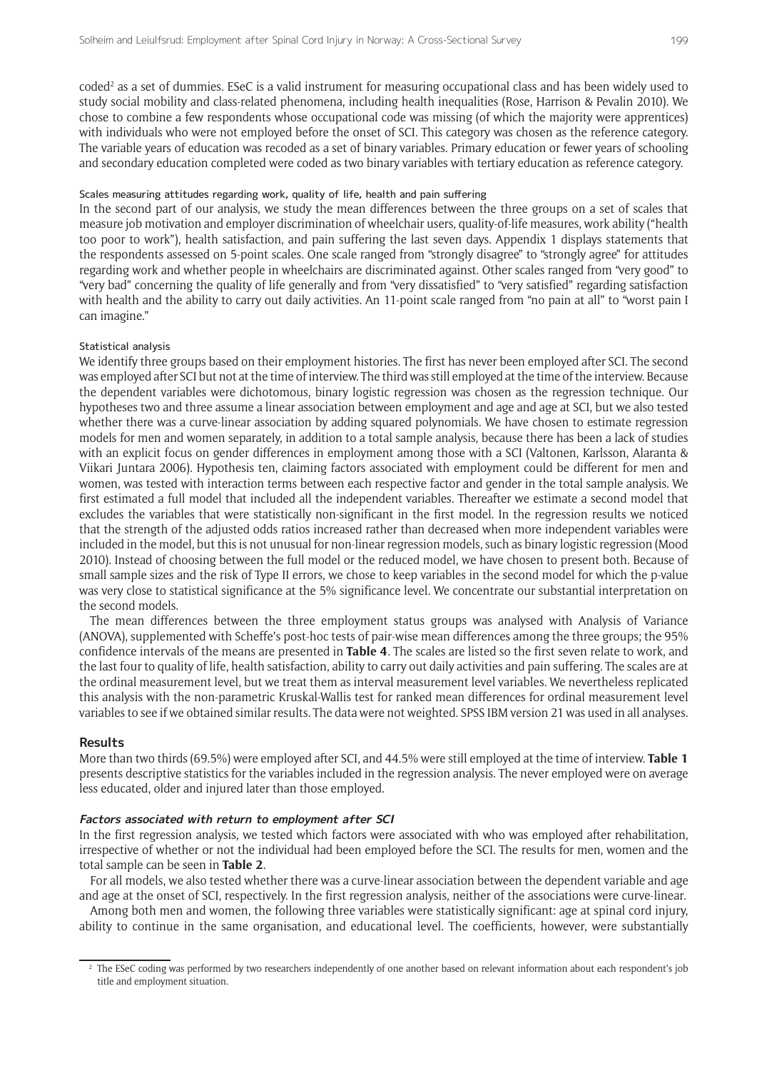coded[2] as a set of dummies. ESeC is a valid instrument for measuring occupational class and has been widely used to study social mobility and class-related phenomena, including health inequalities (Rose, Harrison & Pevalin 2010). We chose to combine a few respondents whose occupational code was missing (of which the majority were apprentices) with individuals who were not employed before the onset of SCI. This category was chosen as the reference category. The variable years of education was recoded as a set of binary variables. Primary education or fewer years of schooling and secondary education completed were coded as two binary variables with tertiary education as reference category.

#### Scales measuring attitudes regarding work, quality of life, health and pain suffering

In the second part of our analysis, we study the mean differences between the three groups on a set of scales that measure job motivation and employer discrimination of wheelchair users, quality-of-life measures, work ability ("health too poor to work"), health satisfaction, and pain suffering the last seven days. Appendix 1 displays statements that the respondents assessed on 5-point scales. One scale ranged from "strongly disagree" to "strongly agree" for attitudes regarding work and whether people in wheelchairs are discriminated against. Other scales ranged from "very good" to "very bad" concerning the quality of life generally and from "very dissatisfied" to "very satisfied" regarding satisfaction with health and the ability to carry out daily activities. An 11-point scale ranged from "no pain at all" to "worst pain I can imagine."

#### Statistical analysis

We identify three groups based on their employment histories. The first has never been employed after SCI. The second was employed after SCI but not at the time of interview. The third was still employed at the time of the interview. Because the dependent variables were dichotomous, binary logistic regression was chosen as the regression technique. Our hypotheses two and three assume a linear association between employment and age and age at SCI, but we also tested whether there was a curve-linear association by adding squared polynomials. We have chosen to estimate regression models for men and women separately, in addition to a total sample analysis, because there has been a lack of studies with an explicit focus on gender differences in employment among those with a SCI (Valtonen, Karlsson, Alaranta & Viikari Juntara 2006). Hypothesis ten, claiming factors associated with employment could be different for men and women, was tested with interaction terms between each respective factor and gender in the total sample analysis. We first estimated a full model that included all the independent variables. Thereafter we estimate a second model that excludes the variables that were statistically non-significant in the first model. In the regression results we noticed that the strength of the adjusted odds ratios increased rather than decreased when more independent variables were included in the model, but this is not unusual for non-linear regression models, such as binary logistic regression (Mood 2010). Instead of choosing between the full model or the reduced model, we have chosen to present both. Because of small sample sizes and the risk of Type II errors, we chose to keep variables in the second model for which the p-value was very close to statistical significance at the 5% significance level. We concentrate our substantial interpretation on the second models.

The mean differences between the three employment status groups was analysed with Analysis of Variance (ANOVA), supplemented with Scheffe's post-hoc tests of pair-wise mean differences among the three groups; the 95% confidence intervals of the means are presented in **Table 4**. The scales are listed so the first seven relate to work, and the last four to quality of life, health satisfaction, ability to carry out daily activities and pain suffering. The scales are at the ordinal measurement level, but we treat them as interval measurement level variables. We nevertheless replicated this analysis with the non-parametric Kruskal-Wallis test for ranked mean differences for ordinal measurement level variables to see if we obtained similar results. The data were not weighted. SPSS IBM version 21 was used in all analyses.

## Results

More than two thirds (69.5%) were employed after SCI, and 44.5% were still employed at the time of interview. **Table 1** presents descriptive statistics for the variables included in the regression analysis. The never employed were on average less educated, older and injured later than those employed.

### *Factors associated with return to employment after SCI*

In the first regression analysis, we tested which factors were associated with who was employed after rehabilitation, irrespective of whether or not the individual had been employed before the SCI. The results for men, women and the total sample can be seen in **Table 2**.

For all models, we also tested whether there was a curve-linear association between the dependent variable and age and age at the onset of SCI, respectively. In the first regression analysis, neither of the associations were curve-linear.

Among both men and women, the following three variables were statistically significant: age at spinal cord injury, ability to continue in the same organisation, and educational level. The coefficients, however, were substantially

[2] The ESeC coding was performed by two researchers independently of one another based on relevant information about each respondent's job title and employment situation.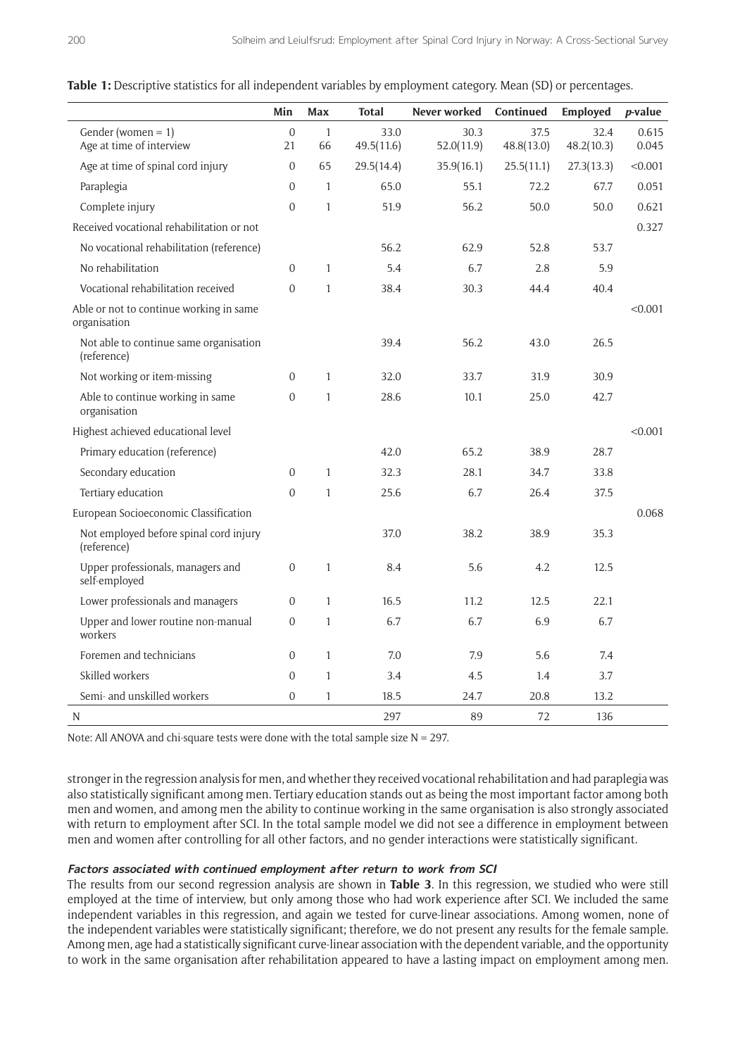**Table 1:** Descriptive statistics for all independent variables by employment category. Mean (SD) or percentages.

| | Min | Max | Total | Never worked | Continued | Employed | *p*-value |
|---|---|---|---|---|---|---|---|
| Gender (women = 1) | 0 | 1 | 33.0 | 30.3 | 37.5 | 32.4 | 0.615 |
| Age at time of interview | 21 | 66 | 49.5(11.6) | 52.0(11.9) | 48.8(13.0) | 48.2(10.3) | 0.045 |
| Age at time of spinal cord injury | 0 | 65 | 29.5(14.4) | 35.9(16.1) | 25.5(11.1) | 27.3(13.3) | <0.001 |
| Paraplegia | 0 | 1 | 65.0 | 55.1 | 72.2 | 67.7 | 0.051 |
| Complete injury | 0 | 1 | 51.9 | 56.2 | 50.0 | 50.0 | 0.621 |
| Received vocational rehabilitation or not | | | | | | | 0.327 |
| No vocational rehabilitation (reference) | | | 56.2 | 62.9 | 52.8 | 53.7 | |
| No rehabilitation | 0 | 1 | 5.4 | 6.7 | 2.8 | 5.9 | |
| Vocational rehabilitation received | 0 | 1 | 38.4 | 30.3 | 44.4 | 40.4 | |
| Able or not to continue working in same organisation | | | | | | | <0.001 |
| Not able to continue same organisation (reference) | | | 39.4 | 56.2 | 43.0 | 26.5 | |
| Not working or item-missing | 0 | 1 | 32.0 | 33.7 | 31.9 | 30.9 | |
| Able to continue working in same organisation | 0 | 1 | 28.6 | 10.1 | 25.0 | 42.7 | |
| Highest achieved educational level | | | | | | | <0.001 |
| Primary education (reference) | | | 42.0 | 65.2 | 38.9 | 28.7 | |
| Secondary education | 0 | 1 | 32.3 | 28.1 | 34.7 | 33.8 | |
| Tertiary education | 0 | 1 | 25.6 | 6.7 | 26.4 | 37.5 | |
| European Socioeconomic Classification | | | | | | | 0.068 |
| Not employed before spinal cord injury (reference) | | | 37.0 | 38.2 | 38.9 | 35.3 | |
| Upper professionals, managers and self-employed | 0 | 1 | 8.4 | 5.6 | 4.2 | 12.5 | |
| Lower professionals and managers | 0 | 1 | 16.5 | 11.2 | 12.5 | 22.1 | |
| Upper and lower routine non-manual workers | 0 | 1 | 6.7 | 6.7 | 6.9 | 6.7 | |
| Foremen and technicians | 0 | 1 | 7.0 | 7.9 | 5.6 | 7.4 | |
| Skilled workers | 0 | 1 | 3.4 | 4.5 | 1.4 | 3.7 | |
| Semi- and unskilled workers | 0 | 1 | 18.5 | 24.7 | 20.8 | 13.2 | |
| N | | | 297 | 89 | 72 | 136 | |

Note: All ANOVA and chi-square tests were done with the total sample size N = 297.

stronger in the regression analysis for men, and whether they received vocational rehabilitation and had paraplegia was also statistically significant among men. Tertiary education stands out as being the most important factor among both men and women, and among men the ability to continue working in the same organisation is also strongly associated with return to employment after SCI. In the total sample model we did not see a difference in employment between men and women after controlling for all other factors, and no gender interactions were statistically significant.

#### *Factors associated with continued employment after return to work from SCI*

The results from our second regression analysis are shown in **Table 3**. In this regression, we studied who were still employed at the time of interview, but only among those who had work experience after SCI. We included the same independent variables in this regression, and again we tested for curve-linear associations. Among women, none of the independent variables were statistically significant; therefore, we do not present any results for the female sample. Among men, age had a statistically significant curve-linear association with the dependent variable, and the opportunity to work in the same organisation after rehabilitation appeared to have a lasting impact on employment among men.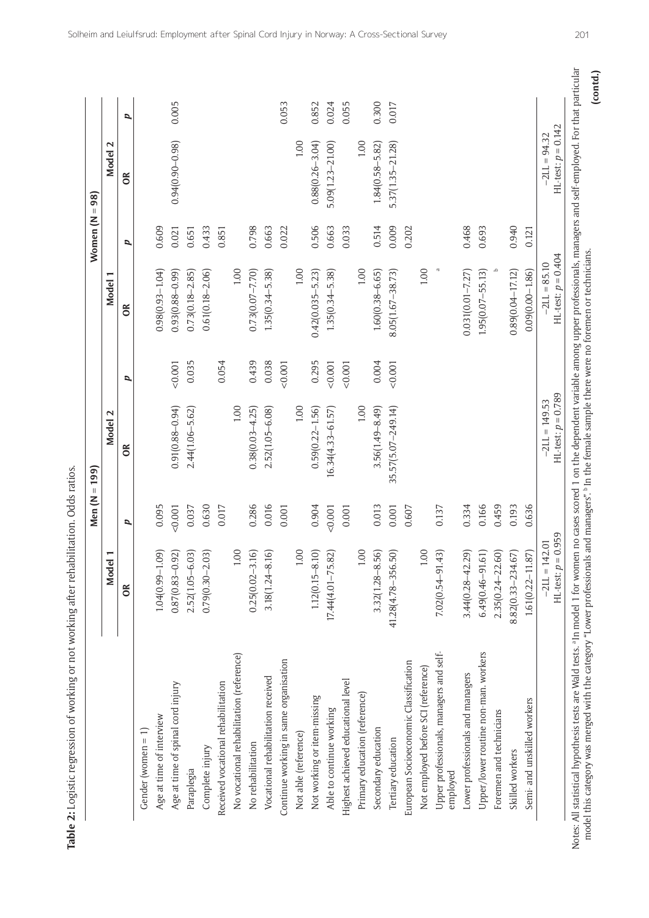**Table 2:** Logistic regression of working or not working after rehabilitation. Odds ratios.

| | Men (N = 199) | | | | Women (N = 98) | | | |
|---|---|---|---|---|---|---|---|---|
| | Model 1 | | Model 2 | | Model 1 | | Model 2 | |
| | OR | p | OR | p | OR | p | OR | p |
| Gender (women = 1) | | | | | | | | |
| Age at time of interview | 1.04(0.99–1.09) | 0.095 | | | 0.98(0.93–1.04) | 0.609 | | |
| Age at time of spinal cord injury | 0.87(0.83–0.92) | <0.001 | 0.91(0.88–0.94) | <0.001 | 0.93(0.88–0.99) | 0.021 | 0.94(0.90–0.98) | 0.005 |
| Paraplegia | 2.52(1.05–6.03) | 0.037 | 2.44(1.06–5.62) | 0.035 | 0.73(0.18–2.85) | 0.651 | | |
| Complete injury | 0.79(0.30–2.03) | 0.630 | | | 0.61(0.18–2.06) | 0.433 | | |
| Received vocational rehabilitation | | 0.017 | | 0.054 | | 0.851 | | |
| No vocational rehabilitation (reference) | 1.00 | | 1.00 | | 1.00 | | | |
| No rehabilitation | 0.25(0.02–3.16) | 0.286 | 0.38(0.03–4.25) | 0.439 | 0.73(0.07–7.70) | 0.798 | | |
| Vocational rehabilitation received | 3.18(1.24–8.16) | 0.016 | 2.52(1.05–6.08) | 0.038 | 1.35(0.34–5.38) | 0.663 | | |
| Continue working in same organisation | | 0.001 | | <0.001 | | 0.022 | | 0.053 |
| Not able (reference) | 1.00 | | 1.00 | | 1.00 | | 1.00 | |
| Not working or item-missing | 1.12(0.15–8.10) | 0.904 | 0.59(0.22–1.56) | 0.295 | 0.42(0.035–5.23) | 0.506 | 0.88(0.26–3.04) | 0.852 |
| Able to continue working | 17.44(4.01–75.82) | <0.001 | 16.34(4.33–61.57) | <0.001 | 1.35(0.34–5.38) | 0.663 | 5.09(1.23–21.00) | 0.024 |
| Highest achieved educational level | | 0.001 | | <0.001 | | 0.033 | | 0.055 |
| Primary education (reference) | 1.00 | | 1.00 | | 1.00 | | 1.00 | |
| Secondary education | 3.32(1.28–8.56) | 0.013 | 3.56(1.49–8.49) | 0.004 | 1.60(0.38–6.65) | 0.514 | 1.84(0.58–5.82) | 0.300 |
| Tertiary education | 41.28(4.78–356.50) | 0.001 | 35.57(5.07–249.14) | <0.001 | 8.05(1.67–38.73) | 0.009 | 5.37(1.35–21.28) | 0.017 |
| European Socioeconomic Classification | | 0.607 | | | | 0.202 | | |
| Not employed before SCI (reference) | 1.00 | | | | 1.00 | | | |
| Upper professionals, managers and self-employed | 7.02(0.54–91.43) | 0.137 | | | [a] | | | |
| Lower professionals and managers | 3.44(0.28–42.29) | 0.334 | | | 0.031(0.01–7.27) | 0.468 | | |
| Upper/lower routine non-man. workers | 6.49(0.46–91.61) | 0.166 | | | 1.95(0.07–55.13) | 0.693 | | |
| Foremen and technicians | 2.35(0.24–22.60) | 0.459 | | | [b] | | | |
| Skilled workers | 8.82(0.33–234.67) | 0.193 | | | 0.89(0.04–17.12) | 0.940 | | |
| Semi- and unskilled workers | 1.61(0.22–11.87) | 0.636 | | | 0.09(0.00–1.86) | 0.121 | | |
| | −2LL = 142.01 HL-test: p = 0.959 | | −2LL = 149.53 HL-test: p = 0.789 | | −2LL = 85.10 HL-test: p = 0.404 | | −2LL = 94.32 HL-test: p = 0.142 | |

Notes: All statistical hypothesis tests are Wald tests. [a] In model 1 for women no cases scored 1 on the dependent variable among upper professionals, managers and self-employed. For that particular model this category was merged with the category "Lower professionals and managers". [b] In the female sample there were no foremen or technicians.

**(contd.)**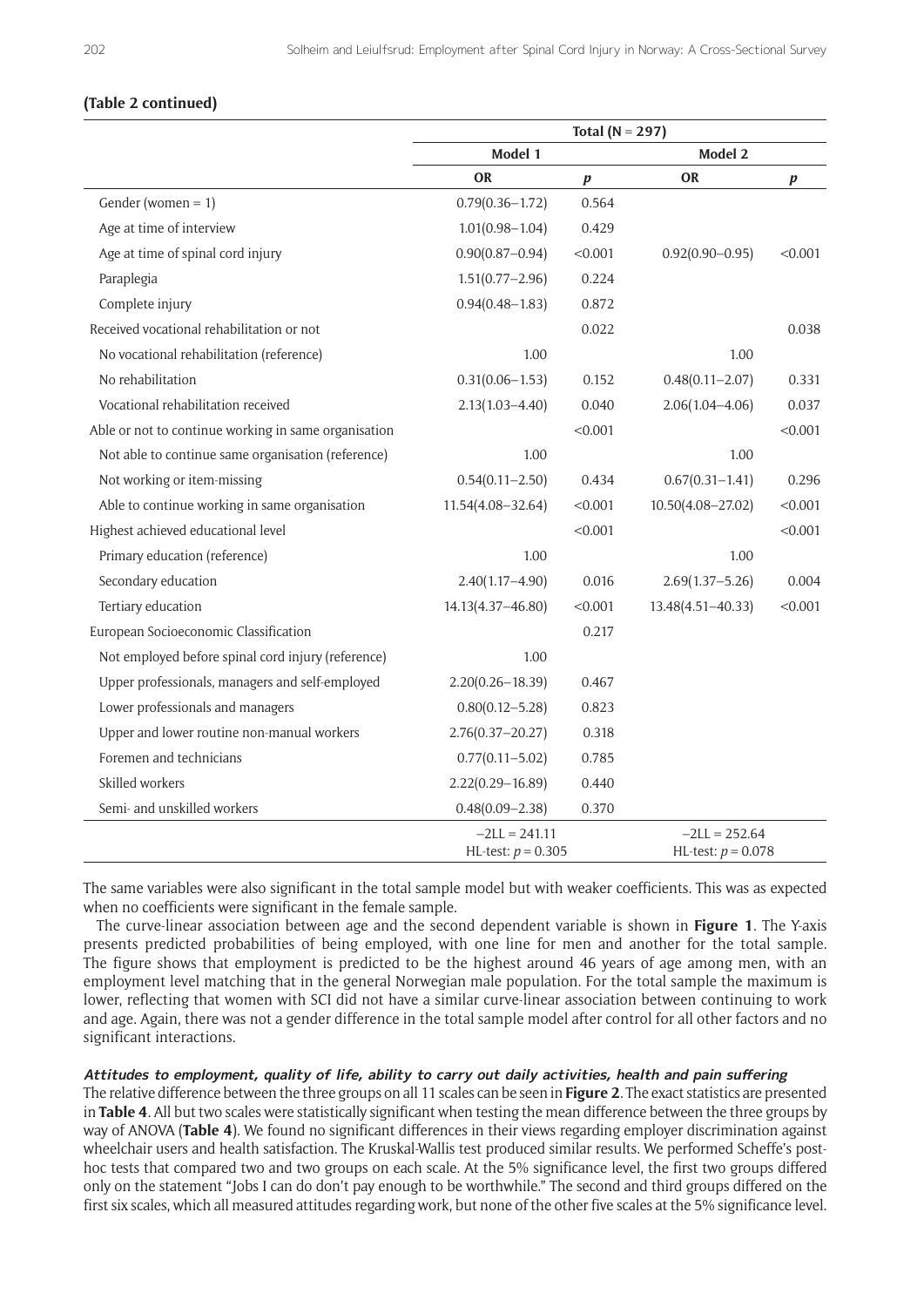**(Table 2 continued)**

| | Total (N = 297) | | | |
|---|---|---|---|---|
| | Model 1 | | Model 2 | |
| | OR | $p$ | OR | $p$ |
| Gender (women = 1) | 0.79(0.36–1.72) | 0.564 | | |
| Age at time of interview | 1.01(0.98–1.04) | 0.429 | | |
| Age at time of spinal cord injury | 0.90(0.87–0.94) | <0.001 | 0.92(0.90–0.95) | <0.001 |
| Paraplegia | 1.51(0.77–2.96) | 0.224 | | |
| Complete injury | 0.94(0.48–1.83) | 0.872 | | |
| Received vocational rehabilitation or not | | 0.022 | | 0.038 |
| No vocational rehabilitation (reference) | 1.00 | | 1.00 | |
| No rehabilitation | 0.31(0.06–1.53) | 0.152 | 0.48(0.11–2.07) | 0.331 |
| Vocational rehabilitation received | 2.13(1.03–4.40) | 0.040 | 2.06(1.04–4.06) | 0.037 |
| Able or not to continue working in same organisation | | <0.001 | | <0.001 |
| Not able to continue same organisation (reference) | 1.00 | | 1.00 | |
| Not working or item-missing | 0.54(0.11–2.50) | 0.434 | 0.67(0.31–1.41) | 0.296 |
| Able to continue working in same organisation | 11.54(4.08–32.64) | <0.001 | 10.50(4.08–27.02) | <0.001 |
| Highest achieved educational level | | <0.001 | | <0.001 |
| Primary education (reference) | 1.00 | | 1.00 | |
| Secondary education | 2.40(1.17–4.90) | 0.016 | 2.69(1.37–5.26) | 0.004 |
| Tertiary education | 14.13(4.37–46.80) | <0.001 | 13.48(4.51–40.33) | <0.001 |
| European Socioeconomic Classification | | 0.217 | | |
| Not employed before spinal cord injury (reference) | 1.00 | | | |
| Upper professionals, managers and self-employed | 2.20(0.26–18.39) | 0.467 | | |
| Lower professionals and managers | 0.80(0.12–5.28) | 0.823 | | |
| Upper and lower routine non-manual workers | 2.76(0.37–20.27) | 0.318 | | |
| Foremen and technicians | 0.77(0.11–5.02) | 0.785 | | |
| Skilled workers | 2.22(0.29–16.89) | 0.440 | | |
| Semi- and unskilled workers | 0.48(0.09–2.38) | 0.370 | | |
| | −2LL = 241.11<br>HL-test: $p = 0.305$ | | −2LL = 252.64<br>HL-test: $p = 0.078$ | |

The same variables were also significant in the total sample model but with weaker coefficients. This was as expected when no coefficients were significant in the female sample.

The curve-linear association between age and the second dependent variable is shown in **Figure 1**. The Y-axis presents predicted probabilities of being employed, with one line for men and another for the total sample. The figure shows that employment is predicted to be the highest around 46 years of age among men, with an employment level matching that in the general Norwegian male population. For the total sample the maximum is lower, reflecting that women with SCI did not have a similar curve-linear association between continuing to work and age. Again, there was not a gender difference in the total sample model after control for all other factors and no significant interactions.

#### *Attitudes to employment, quality of life, ability to carry out daily activities, health and pain suffering*

The relative difference between the three groups on all 11 scales can be seen in **Figure 2**. The exact statistics are presented in **Table 4**. All but two scales were statistically significant when testing the mean difference between the three groups by way of ANOVA (**Table 4**). We found no significant differences in their views regarding employer discrimination against wheelchair users and health satisfaction. The Kruskal-Wallis test produced similar results. We performed Scheffe's post-hoc tests that compared two and two groups on each scale. At the 5% significance level, the first two groups differed only on the statement "Jobs I can do don't pay enough to be worthwhile." The second and third groups differed on the first six scales, which all measured attitudes regarding work, but none of the other five scales at the 5% significance level.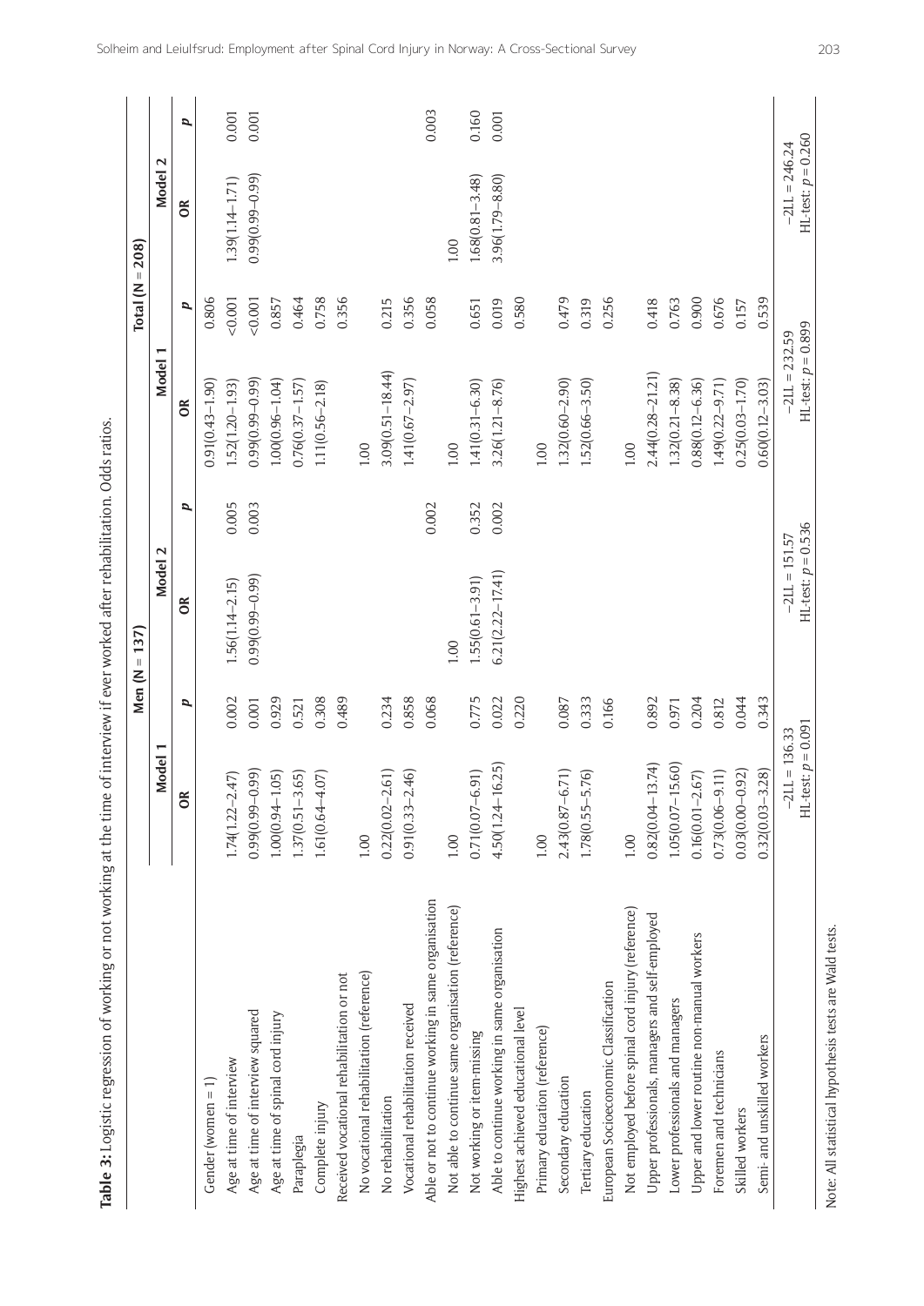**Table 3:** Logistic regression of working or not working at the time of interview if ever worked after rehabilitation. Odds ratios.

| | Men (N = 137) | | | | Total (N = 208) | | | |
|---|---|---|---|---|---|---|---|---|
| | Model 1 | | Model 2 | | Model 1 | | Model 2 | |
| | OR | p | OR | p | OR | p | OR | p |
| Gender (women = 1) | | | | | 0.91(0.43–1.90) | 0.806 | | |
| Age at time of interview | 1.74(1.22–2.47) | 0.002 | 1.56(1.14–2.15) | 0.005 | 1.52(1.20–1.93) | <0.001 | 1.39(1.14–1.71) | 0.001 |
| Age at time of interview squared | 0.99(0.99–0.99) | 0.001 | 0.99(0.99–0.99) | 0.003 | 0.99(0.99–0.99) | <0.001 | 0.99(0.99–0.99) | 0.001 |
| Age at time of spinal cord injury | 1.00(0.94–1.05) | 0.929 | | | 1.00(0.96–1.04) | 0.857 | | |
| Paraplegia | 1.37(0.51–3.65) | 0.521 | | | 0.76(0.37–1.57) | 0.464 | | |
| Complete injury | 1.61(0.64–4.07) | 0.308 | | | 1.11(0.56–2.18) | 0.758 | | |
| Received vocational rehabilitation or not | | 0.489 | | | | 0.356 | | |
| No vocational rehabilitation (reference) | 1.00 | | | | 1.00 | | | |
| No rehabilitation | 0.22(0.02–2.61) | 0.234 | | | 3.09(0.51–18.44) | 0.215 | | |
| Vocational rehabilitation received | 0.91(0.33–2.46) | 0.858 | | | 1.41(0.67–2.97) | 0.356 | | |
| Able or not to continue working in same organisation | | 0.068 | | 0.002 | | 0.058 | | 0.003 |
| Not able to continue same organisation (reference) | 1.00 | | 1.00 | | 1.00 | | 1.00 | |
| Not working or item-missing | 0.71(0.07–6.91) | 0.775 | 1.55(0.61–3.91) | 0.352 | 1.41(0.31–6.30) | 0.651 | 1.68(0.81–3.48) | 0.160 |
| Able to continue working in same organisation | 4.50(1.24–16.25) | 0.022 | 6.21(2.22–17.41) | 0.002 | 3.26(1.21–8.76) | 0.019 | 3.96(1.79–8.80) | 0.001 |
| Highest achieved educational level | | 0.220 | | | | 0.580 | | |
| Primary education (reference) | 1.00 | | | | 1.00 | | | |
| Secondary education | 2.43(0.87–6.71) | 0.087 | | | 1.32(0.60–2.90) | 0.479 | | |
| Tertiary education | 1.78(0.55–5.76) | 0.333 | | | 1.52(0.66–3.50) | 0.319 | | |
| European Socioeconomic Classification | | 0.166 | | | | 0.256 | | |
| Not employed before spinal cord injury (reference) | 1.00 | | | | 1.00 | | | |
| Upper professionals, managers and self-employed | 0.82(0.04–13.74) | 0.892 | | | 2.44(0.28–21.21) | 0.418 | | |
| Lower professionals and managers | 1.05(0.07–15.60) | 0.971 | | | 1.32(0.21–8.38) | 0.763 | | |
| Upper and lower routine non-manual workers | 0.16(0.01–2.67) | 0.204 | | | 0.88(0.12–6.36) | 0.900 | | |
| Foremen and technicians | 0.73(0.06–9.11) | 0.812 | | | 1.49(0.22–9.71) | 0.676 | | |
| Skilled workers | 0.03(0.00–0.92) | 0.044 | | | 0.25(0.03–1.70) | 0.157 | | |
| Semi- and unskilled workers | 0.32(0.03–3.28) | 0.343 | | | 0.60(0.12–3.03) | 0.539 | | |
| | −2LL = 136.33 HL-test: p = 0.091 | | −2LL = 151.57 HL-test: p = 0.536 | | −2LL = 232.59 HL-test: p = 0.899 | | −2LL = 246.24 HL-test: p = 0.260 | |

Note: All statistical hypothesis tests are Wald tests.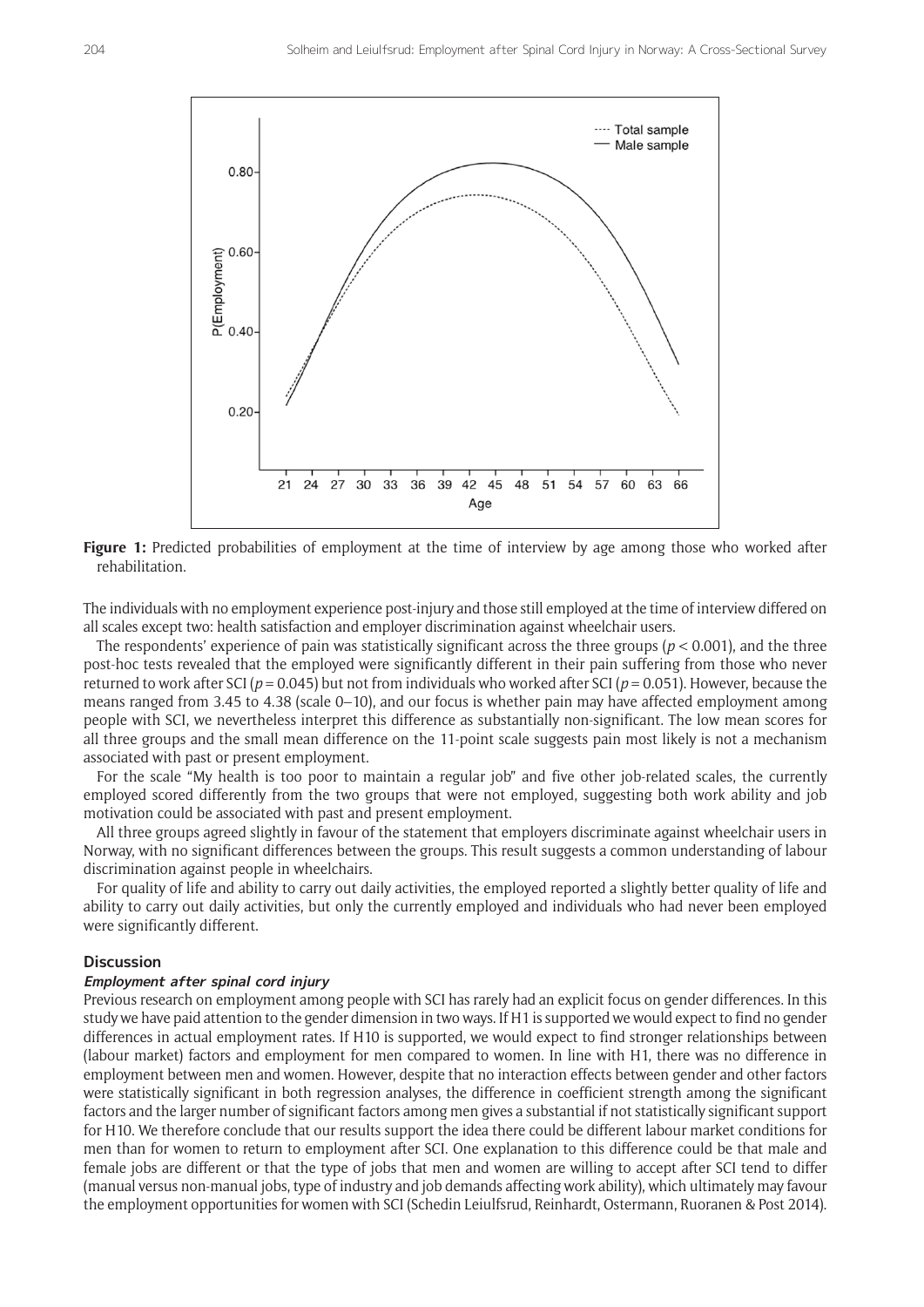**Figure 1:** Predicted probabilities of employment at the time of interview by age among those who worked after rehabilitation.

The individuals with no employment experience post-injury and those still employed at the time of interview differed on all scales except two: health satisfaction and employer discrimination against wheelchair users.

The respondents' experience of pain was statistically significant across the three groups ($p < 0.001$), and the three post-hoc tests revealed that the employed were significantly different in their pain suffering from those who never returned to work after SCI ($p = 0.045$) but not from individuals who worked after SCI ($p = 0.051$). However, because the means ranged from 3.45 to 4.38 (scale 0–10), and our focus is whether pain may have affected employment among people with SCI, we nevertheless interpret this difference as substantially non-significant. The low mean scores for all three groups and the small mean difference on the 11-point scale suggests pain most likely is not a mechanism associated with past or present employment.

For the scale "My health is too poor to maintain a regular job" and five other job-related scales, the currently employed scored differently from the two groups that were not employed, suggesting both work ability and job motivation could be associated with past and present employment.

All three groups agreed slightly in favour of the statement that employers discriminate against wheelchair users in Norway, with no significant differences between the groups. This result suggests a common understanding of labour discrimination against people in wheelchairs.

For quality of life and ability to carry out daily activities, the employed reported a slightly better quality of life and ability to carry out daily activities, but only the currently employed and individuals who had never been employed were significantly different.

## Discussion

### *Employment after spinal cord injury*

Previous research on employment among people with SCI has rarely had an explicit focus on gender differences. In this study we have paid attention to the gender dimension in two ways. If H1 is supported we would expect to find no gender differences in actual employment rates. If H10 is supported, we would expect to find stronger relationships between (labour market) factors and employment for men compared to women. In line with H1, there was no difference in employment between men and women. However, despite that no interaction effects between gender and other factors were statistically significant in both regression analyses, the difference in coefficient strength among the significant factors and the larger number of significant factors among men gives a substantial if not statistically significant support for H10. We therefore conclude that our results support the idea there could be different labour market conditions for men than for women to return to employment after SCI. One explanation to this difference could be that male and female jobs are different or that the type of jobs that men and women are willing to accept after SCI tend to differ (manual versus non-manual jobs, type of industry and job demands affecting work ability), which ultimately may favour the employment opportunities for women with SCI (Schedin Leiulfsrud, Reinhardt, Ostermann, Ruoranen & Post 2014).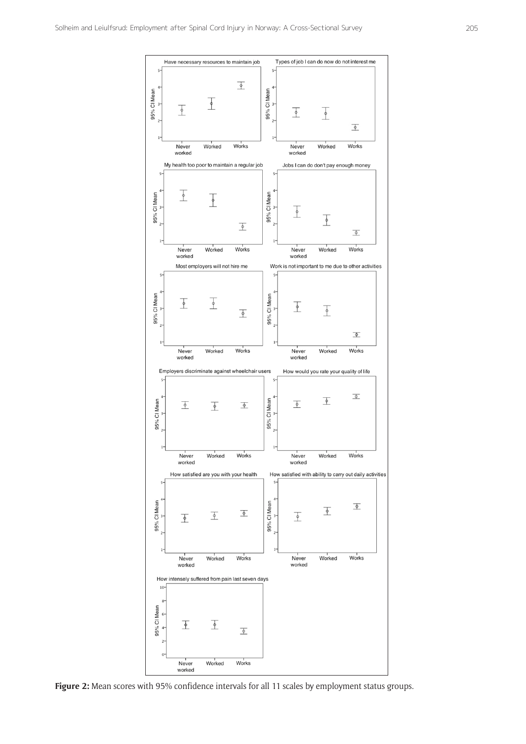**Figure 2:** Mean scores with 95% confidence intervals for all 11 scales by employment status groups.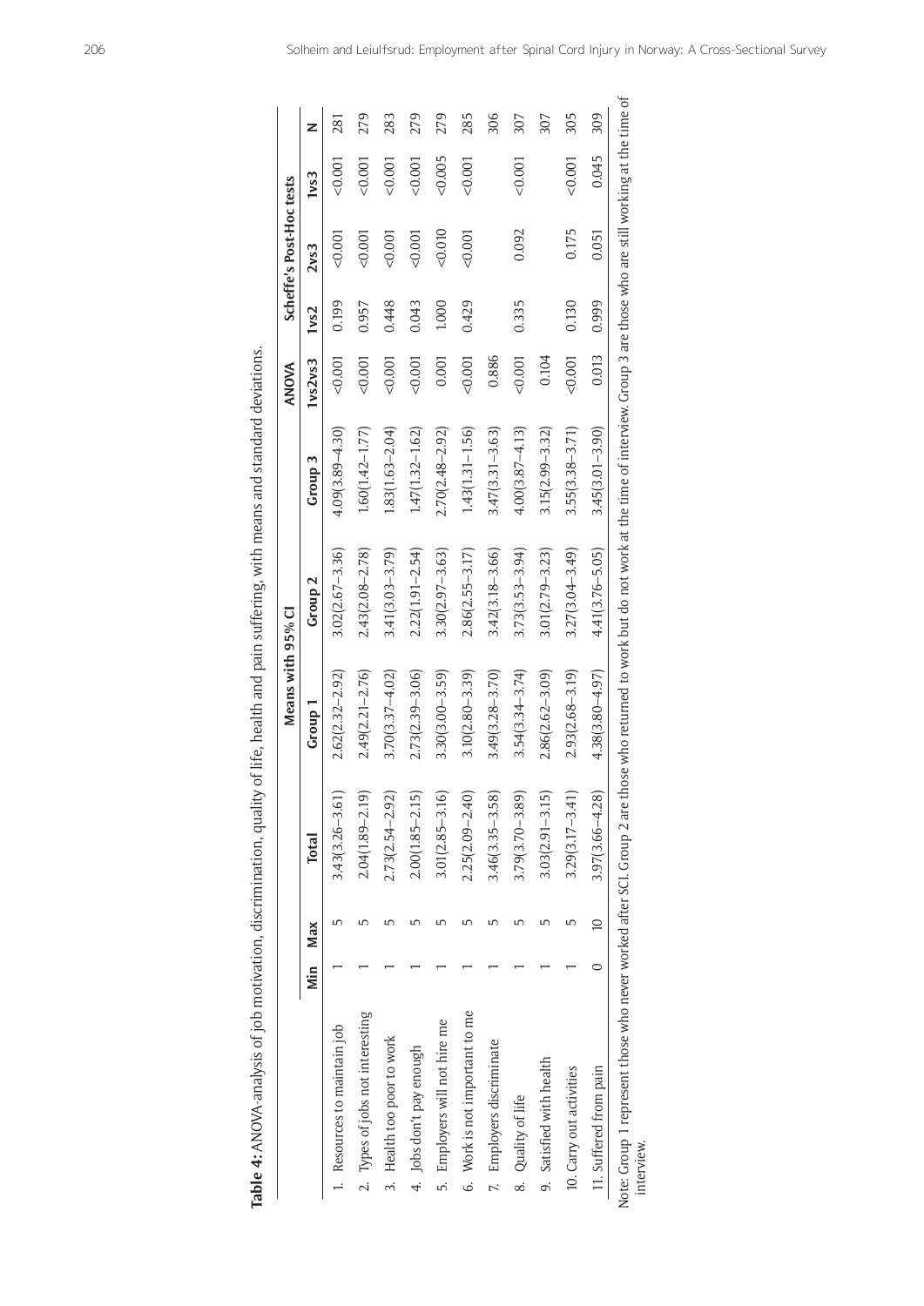**Table 4:** ANOVA-analysis of job motivation, discrimination, quality of life, health and pain suffering, with means and standard deviations.

| | Min | Max | Means with 95% CI | | | | ANOVA | Scheffe's Post-Hoc tests | | | N |
|---|---|---|---|---|---|---|---|---|---|---|---|
| | | | Total | Group 1 | Group 2 | Group 3 | 1vs2vs3 | 1vs2 | 2vs3 | 1vs3 | |
| 1. Resources to maintain job | 1 | 5 | 3.43(3.26–3.61) | 2.62(2.32–2.92) | 3.02(2.67–3.36) | 4.09(3.89–4.30) | <0.001 | 0.199 | <0.001 | <0.001 | 281 |
| 2. Types of jobs not interesting | 1 | 5 | 2.04(1.89–2.19) | 2.49(2.21–2.76) | 2.43(2.08–2.78) | 1.60(1.42–1.77) | <0.001 | 0.957 | <0.001 | <0.001 | 279 |
| 3. Health too poor to work | 1 | 5 | 2.73(2.54–2.92) | 3.70(3.37–4.02) | 3.41(3.03–3.79) | 1.83(1.63–2.04) | <0.001 | 0.448 | <0.001 | <0.001 | 283 |
| 4. Jobs don't pay enough | 1 | 5 | 2.00(1.85–2.15) | 2.73(2.39–3.06) | 2.22(1.91–2.54) | 1.47(1.32–1.62) | <0.001 | 0.043 | <0.001 | <0.001 | 279 |
| 5. Employers will not hire me | 1 | 5 | 3.01(2.85–3.16) | 3.30(3.00–3.59) | 3.30(2.97–3.63) | 2.70(2.48–2.92) | 0.001 | 1.000 | <0.010 | <0.005 | 279 |
| 6. Work is not important to me | 1 | 5 | 2.25(2.09–2.40) | 3.10(2.80–3.39) | 2.86(2.55–3.17) | 1.43(1.31–1.56) | <0.001 | 0.429 | <0.001 | <0.001 | 285 |
| 7. Employers discriminate | 1 | 5 | 3.46(3.35–3.58) | 3.49(3.28–3.70) | 3.42(3.18–3.66) | 3.47(3.31–3.63) | 0.886 | | | | 306 |
| 8. Quality of life | 1 | 5 | 3.79(3.70–3.89) | 3.54(3.34–3.74) | 3.73(3.53–3.94) | 4.00(3.87–4.13) | <0.001 | 0.335 | 0.092 | <0.001 | 307 |
| 9. Satisfied with health | 1 | 5 | 3.03(2.91–3.15) | 2.86(2.62–3.09) | 3.01(2.79–3.23) | 3.15(2.99–3.32) | 0.104 | | | | 307 |
| 10. Carry out activities | 1 | 5 | 3.29(3.17–3.41) | 2.93(2.68–3.19) | 3.27(3.04–3.49) | 3.55(3.38–3.71) | <0.001 | 0.130 | 0.175 | <0.001 | 305 |
| 11. Suffered from pain | 0 | 10 | 3.97(3.66–4.28) | 4.38(3.80–4.97) | 4.41(3.76–5.05) | 3.45(3.01–3.90) | 0.013 | 0.999 | 0.051 | 0.045 | 309 |

Note: Group 1 represent those who never worked after SCI. Group 2 are those who returned to work but do not work at the time of interview. Group 3 are those who are still working at the time of interview.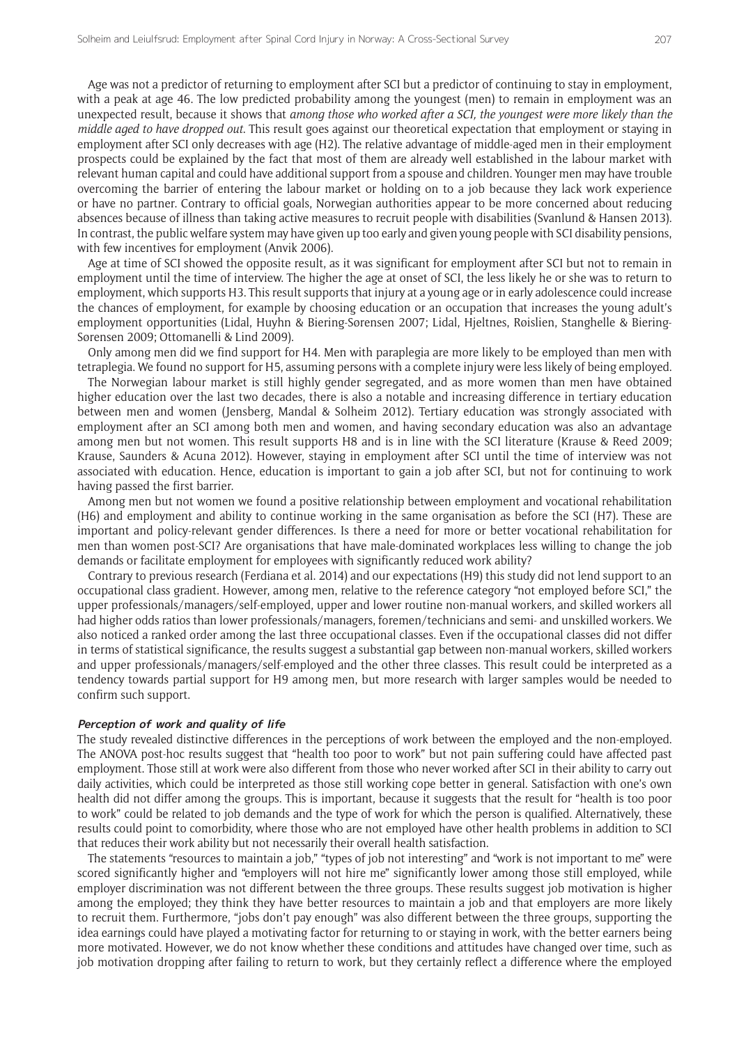Age was not a predictor of returning to employment after SCI but a predictor of continuing to stay in employment, with a peak at age 46. The low predicted probability among the youngest (men) to remain in employment was an unexpected result, because it shows that *among those who worked after a SCI, the youngest were more likely than the middle aged to have dropped out*. This result goes against our theoretical expectation that employment or staying in employment after SCI only decreases with age (H2). The relative advantage of middle-aged men in their employment prospects could be explained by the fact that most of them are already well established in the labour market with relevant human capital and could have additional support from a spouse and children. Younger men may have trouble overcoming the barrier of entering the labour market or holding on to a job because they lack work experience or have no partner. Contrary to official goals, Norwegian authorities appear to be more concerned about reducing absences because of illness than taking active measures to recruit people with disabilities (Svanlund & Hansen 2013). In contrast, the public welfare system may have given up too early and given young people with SCI disability pensions, with few incentives for employment (Anvik 2006).

Age at time of SCI showed the opposite result, as it was significant for employment after SCI but not to remain in employment until the time of interview. The higher the age at onset of SCI, the less likely he or she was to return to employment, which supports H3. This result supports that injury at a young age or in early adolescence could increase the chances of employment, for example by choosing education or an occupation that increases the young adult's employment opportunities (Lidal, Huyhn & Biering-Sørensen 2007; Lidal, Hjeltnes, Røislien, Stanghelle & Biering-Sørensen 2009; Ottomanelli & Lind 2009).

Only among men did we find support for H4. Men with paraplegia are more likely to be employed than men with tetraplegia. We found no support for H5, assuming persons with a complete injury were less likely of being employed.

The Norwegian labour market is still highly gender segregated, and as more women than men have obtained higher education over the last two decades, there is also a notable and increasing difference in tertiary education between men and women (Jensberg, Mandal & Solheim 2012). Tertiary education was strongly associated with employment after an SCI among both men and women, and having secondary education was also an advantage among men but not women. This result supports H8 and is in line with the SCI literature (Krause & Reed 2009; Krause, Saunders & Acuna 2012). However, staying in employment after SCI until the time of interview was not associated with education. Hence, education is important to gain a job after SCI, but not for continuing to work having passed the first barrier.

Among men but not women we found a positive relationship between employment and vocational rehabilitation (H6) and employment and ability to continue working in the same organisation as before the SCI (H7). These are important and policy-relevant gender differences. Is there a need for more or better vocational rehabilitation for men than women post-SCI? Are organisations that have male-dominated workplaces less willing to change the job demands or facilitate employment for employees with significantly reduced work ability?

Contrary to previous research (Ferdiana et al. 2014) and our expectations (H9) this study did not lend support to an occupational class gradient. However, among men, relative to the reference category "not employed before SCI," the upper professionals/managers/self-employed, upper and lower routine non-manual workers, and skilled workers all had higher odds ratios than lower professionals/managers, foremen/technicians and semi- and unskilled workers. We also noticed a ranked order among the last three occupational classes. Even if the occupational classes did not differ in terms of statistical significance, the results suggest a substantial gap between non-manual workers, skilled workers and upper professionals/managers/self-employed and the other three classes. This result could be interpreted as a tendency towards partial support for H9 among men, but more research with larger samples would be needed to confirm such support.

#### Perception of work and quality of life

The study revealed distinctive differences in the perceptions of work between the employed and the non-employed. The ANOVA post-hoc results suggest that "health too poor to work" but not pain suffering could have affected past employment. Those still at work were also different from those who never worked after SCI in their ability to carry out daily activities, which could be interpreted as those still working cope better in general. Satisfaction with one's own health did not differ among the groups. This is important, because it suggests that the result for "health is too poor to work" could be related to job demands and the type of work for which the person is qualified. Alternatively, these results could point to comorbidity, where those who are not employed have other health problems in addition to SCI that reduces their work ability but not necessarily their overall health satisfaction.

The statements "resources to maintain a job," "types of job not interesting" and "work is not important to me" were scored significantly higher and "employers will not hire me" significantly lower among those still employed, while employer discrimination was not different between the three groups. These results suggest job motivation is higher among the employed; they think they have better resources to maintain a job and that employers are more likely to recruit them. Furthermore, "jobs don't pay enough" was also different between the three groups, supporting the idea earnings could have played a motivating factor for returning to or staying in work, with the better earners being more motivated. However, we do not know whether these conditions and attitudes have changed over time, such as job motivation dropping after failing to return to work, but they certainly reflect a difference where the employed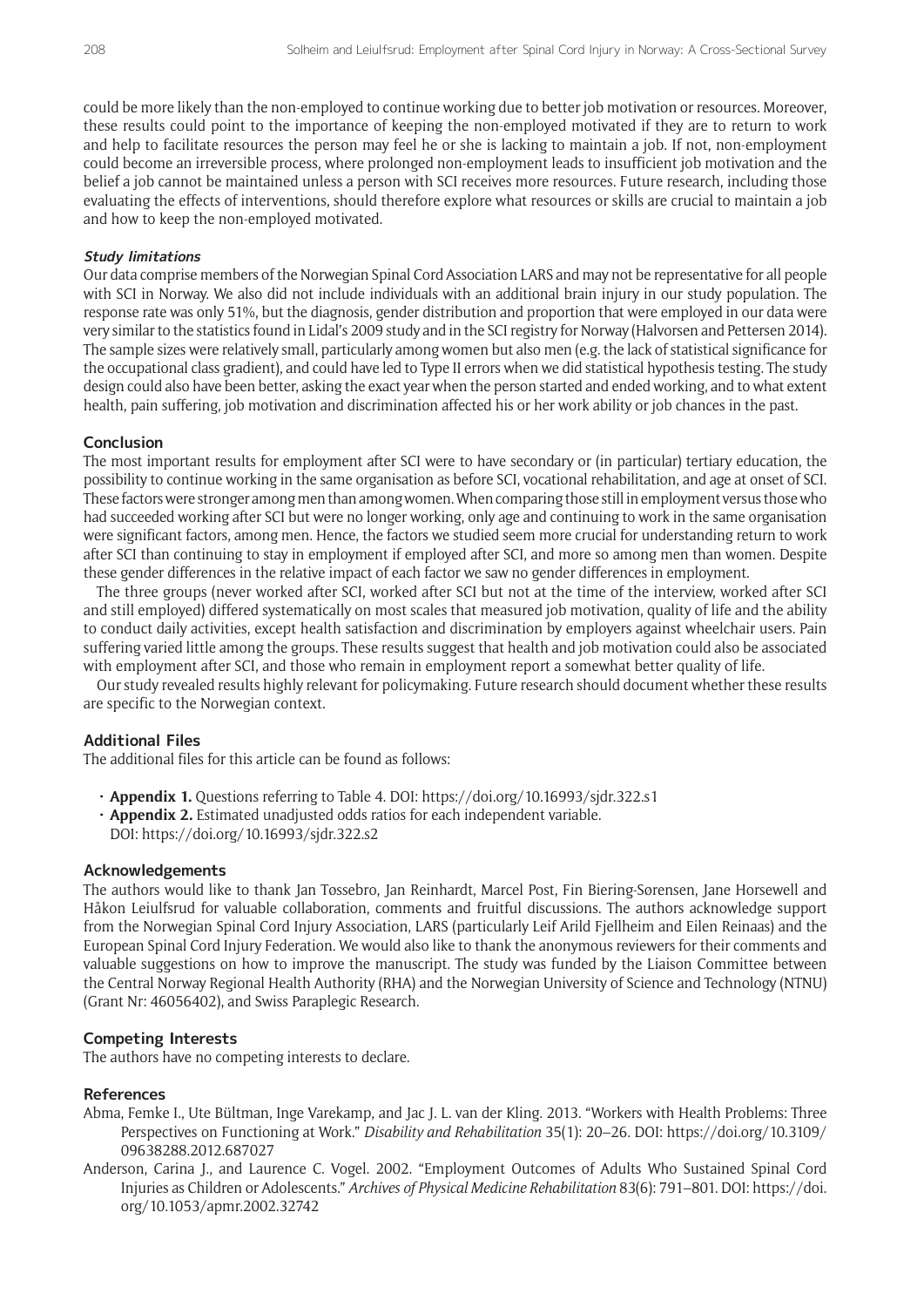could be more likely than the non-employed to continue working due to better job motivation or resources. Moreover, these results could point to the importance of keeping the non-employed motivated if they are to return to work and help to facilitate resources the person may feel he or she is lacking to maintain a job. If not, non-employment could become an irreversible process, where prolonged non-employment leads to insufficient job motivation and the belief a job cannot be maintained unless a person with SCI receives more resources. Future research, including those evaluating the effects of interventions, should therefore explore what resources or skills are crucial to maintain a job and how to keep the non-employed motivated.

#### *Study limitations*

Our data comprise members of the Norwegian Spinal Cord Association LARS and may not be representative for all people with SCI in Norway. We also did not include individuals with an additional brain injury in our study population. The response rate was only 51%, but the diagnosis, gender distribution and proportion that were employed in our data were very similar to the statistics found in Lidal's 2009 study and in the SCI registry for Norway (Halvorsen and Pettersen 2014). The sample sizes were relatively small, particularly among women but also men (e.g. the lack of statistical significance for the occupational class gradient), and could have led to Type II errors when we did statistical hypothesis testing. The study design could also have been better, asking the exact year when the person started and ended working, and to what extent health, pain suffering, job motivation and discrimination affected his or her work ability or job chances in the past.

### Conclusion

The most important results for employment after SCI were to have secondary or (in particular) tertiary education, the possibility to continue working in the same organisation as before SCI, vocational rehabilitation, and age at onset of SCI. These factors were stronger among men than among women. When comparing those still in employment versus those who had succeeded working after SCI but were no longer working, only age and continuing to work in the same organisation were significant factors, among men. Hence, the factors we studied seem more crucial for understanding return to work after SCI than continuing to stay in employment if employed after SCI, and more so among men than women. Despite these gender differences in the relative impact of each factor we saw no gender differences in employment.

The three groups (never worked after SCI, worked after SCI but not at the time of the interview, worked after SCI and still employed) differed systematically on most scales that measured job motivation, quality of life and the ability to conduct daily activities, except health satisfaction and discrimination by employers against wheelchair users. Pain suffering varied little among the groups. These results suggest that health and job motivation could also be associated with employment after SCI, and those who remain in employment report a somewhat better quality of life.

Our study revealed results highly relevant for policymaking. Future research should document whether these results are specific to the Norwegian context.

### Additional Files

The additional files for this article can be found as follows:

- **Appendix 1.** Questions referring to Table 4. DOI: https://doi.org/10.16993/sjdr.322.s1
- **Appendix 2.** Estimated unadjusted odds ratios for each independent variable. DOI: https://doi.org/10.16993/sjdr.322.s2

### Acknowledgements

The authors would like to thank Jan Tøssebro, Jan Reinhardt, Marcel Post, Fin Biering-Sørensen, Jane Horsewell and Håkon Leiulfsrud for valuable collaboration, comments and fruitful discussions. The authors acknowledge support from the Norwegian Spinal Cord Injury Association, LARS (particularly Leif Arild Fjellheim and Eilen Reinaas) and the European Spinal Cord Injury Federation. We would also like to thank the anonymous reviewers for their comments and valuable suggestions on how to improve the manuscript. The study was funded by the Liaison Committee between the Central Norway Regional Health Authority (RHA) and the Norwegian University of Science and Technology (NTNU) (Grant Nr: 46056402), and Swiss Paraplegic Research.

### Competing Interests

The authors have no competing interests to declare.

### References

Abma, Femke I., Ute Bültman, Inge Varekamp, and Jac J. L. van der Kling. 2013. "Workers with Health Problems: Three Perspectives on Functioning at Work." *Disability and Rehabilitation* 35(1): 20–26. DOI: https://doi.org/10.3109/09638288.2012.687027

Anderson, Carina J., and Laurence C. Vogel. 2002. "Employment Outcomes of Adults Who Sustained Spinal Cord Injuries as Children or Adolescents." *Archives of Physical Medicine Rehabilitation* 83(6): 791–801. DOI: https://doi.org/10.1053/apmr.2002.32742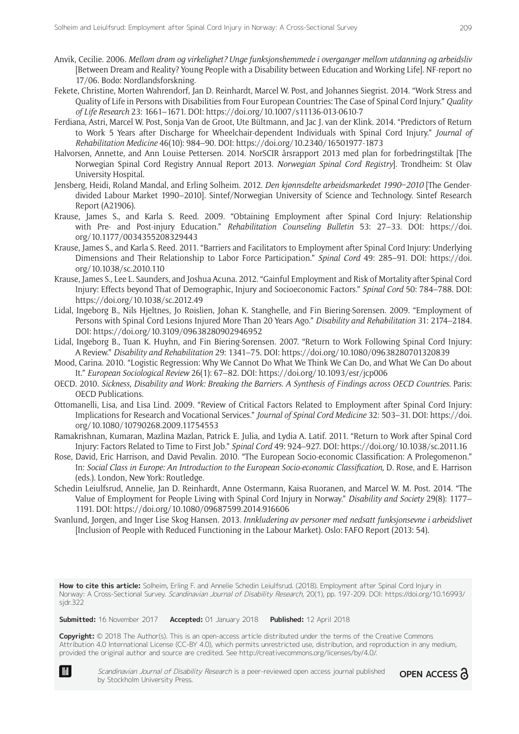Anvik, Cecilie. 2006. *Mellom drøm og virkelighet? Unge funksjonshemmede i overganger mellom utdanning og arbeidsliv* [Between Dream and Reality? Young People with a Disability between Education and Working Life]. NF-report no 17/06. Bodø: Nordlandsforskning.

Fekete, Christine, Morten Wahrendorf, Jan D. Reinhardt, Marcel W. Post, and Johannes Siegrist. 2014. "Work Stress and Quality of Life in Persons with Disabilities from Four European Countries: The Case of Spinal Cord Injury." *Quality of Life Research* 23: 1661–1671. DOI: https://doi.org/10.1007/s11136-013-0610-7

Ferdiana, Astri, Marcel W. Post, Sonja Van de Groot, Ute Bültmann, and Jac J. van der Klink. 2014. "Predictors of Return to Work 5 Years after Discharge for Wheelchair-dependent Individuals with Spinal Cord Injury." *Journal of Rehabilitation Medicine* 46(10): 984–90. DOI: https://doi.org/10.2340/16501977-1873

Halvorsen, Annette, and Ann Louise Pettersen. 2014. NorSCIR årsrapport 2013 med plan for forbedringstiltak [The Norwegian Spinal Cord Registry Annual Report 2013. *Norwegian Spinal Cord Registry*]. Trondheim: St Olav University Hospital.

Jensberg, Heidi, Roland Mandal, and Erling Solheim. 2012. *Den kjønnsdelte arbeidsmarkedet 1990–2010* [The Gender-divided Labour Market 1990–2010]. Sintef/Norwegian University of Science and Technology. Sintef Research Report (A21906).

Krause, James S., and Karla S. Reed. 2009. "Obtaining Employment after Spinal Cord Injury: Relationship with Pre- and Post-injury Education." *Rehabilitation Counseling Bulletin* 53: 27–33. DOI: https://doi.org/10.1177/0034355208329443

Krause, James S., and Karla S. Reed. 2011. "Barriers and Facilitators to Employment after Spinal Cord Injury: Underlying Dimensions and Their Relationship to Labor Force Participation." *Spinal Cord* 49: 285–91. DOI: https://doi.org/10.1038/sc.2010.110

Krause, James S., Lee L. Saunders, and Joshua Acuna. 2012. "Gainful Employment and Risk of Mortality after Spinal Cord Injury: Effects beyond That of Demographic, Injury and Socioeconomic Factors." *Spinal Cord* 50: 784–788. DOI: https://doi.org/10.1038/sc.2012.49

Lidal, Ingeborg B., Nils Hjeltnes, Jo Røislien, Johan K. Stanghelle, and Fin Biering-Sørensen. 2009. "Employment of Persons with Spinal Cord Lesions Injured More Than 20 Years Ago." *Disability and Rehabilitation* 31: 2174–2184. DOI: https://doi.org/10.3109/09638280902946952

Lidal, Ingeborg B., Tuan K. Huyhn, and Fin Biering-Sørensen. 2007. "Return to Work Following Spinal Cord Injury: A Review." *Disability and Rehabilitation* 29: 1341–75. DOI: https://doi.org/10.1080/09638280701320839

Mood, Carina. 2010. "Logistic Regression: Why We Cannot Do What We Think We Can Do, and What We Can Do about It." *European Sociological Review* 26(1): 67–82. DOI: https://doi.org/10.1093/esr/jcp006

OECD. 2010. *Sickness, Disability and Work: Breaking the Barriers. A Synthesis of Findings across OECD Countries*. Paris: OECD Publications.

Ottomanelli, Lisa, and Lisa Lind. 2009. "Review of Critical Factors Related to Employment after Spinal Cord Injury: Implications for Research and Vocational Services." *Journal of Spinal Cord Medicine* 32: 503–31. DOI: https://doi.org/10.1080/10790268.2009.11754553

Ramakrishnan, Kumaran, Mazlina Mazlan, Patrick E. Julia, and Lydia A. Latif. 2011. "Return to Work after Spinal Cord Injury: Factors Related to Time to First Job." *Spinal Cord* 49: 924–927. DOI: https://doi.org/10.1038/sc.2011.16

Rose, David, Eric Harrison, and David Pevalin. 2010. "The European Socio-economic Classification: A Prolegomenon." In: *Social Class in Europe: An Introduction to the European Socio-economic Classification*, D. Rose, and E. Harrison (eds.). London, New York: Routledge.

Schedin Leiulfsrud, Annelie, Jan D. Reinhardt, Anne Ostermann, Kaisa Ruoranen, and Marcel W. M. Post. 2014. "The Value of Employment for People Living with Spinal Cord Injury in Norway." *Disability and Society* 29(8): 1177–1191. DOI: https://doi.org/10.1080/09687599.2014.916606

Svanlund, Jørgen, and Inger Lise Skog Hansen. 2013. *Innkludering av personer med nedsatt funksjonsevne i arbeidslivet* [Inclusion of People with Reduced Functioning in the Labour Market). Oslo: FAFO Report (2013: 54).

**How to cite this article:** Solheim, Erling F. and Annelie Schedin Leiulfsrud. (2018). Employment after Spinal Cord Injury in Norway: A Cross-Sectional Survey. *Scandinavian Journal of Disability Research*, 20(1), pp. 197-209. DOI: https://doi.org/10.16993/sjdr.322

**Submitted:** 16 November 2017 **Accepted:** 01 January 2018 **Published:** 12 April 2018

**Copyright:** © 2018 The Author(s). This is an open-access article distributed under the terms of the Creative Commons Attribution 4.0 International License (CC-BY 4.0), which permits unrestricted use, distribution, and reproduction in any medium, provided the original author and source are credited. See http://creativecommons.org/licenses/by/4.0/.

*Scandinavian Journal of Disability Research* is a peer-reviewed open access journal published by Stockholm University Press.

OPEN ACCESS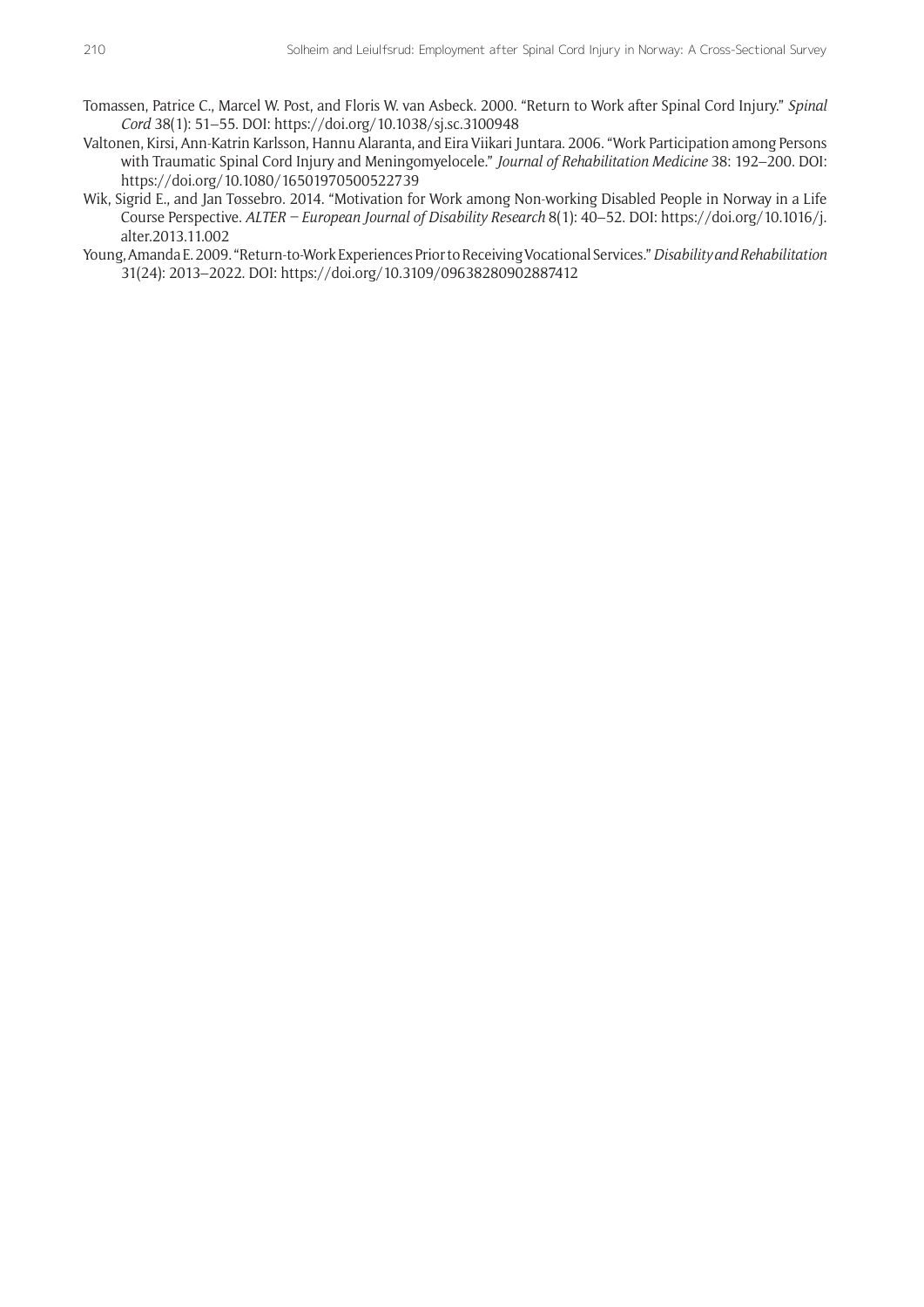Tomassen, Patrice C., Marcel W. Post, and Floris W. van Asbeck. 2000. "Return to Work after Spinal Cord Injury." *Spinal Cord* 38(1): 51–55. DOI: https://doi.org/10.1038/sj.sc.3100948

Valtonen, Kirsi, Ann-Katrin Karlsson, Hannu Alaranta, and Eira Viikari Juntara. 2006. "Work Participation among Persons with Traumatic Spinal Cord Injury and Meningomyelocele." *Journal of Rehabilitation Medicine* 38: 192–200. DOI: https://doi.org/10.1080/16501970500522739

Wik, Sigrid E., and Jan Tøssebro. 2014. "Motivation for Work among Non-working Disabled People in Norway in a Life Course Perspective. *ALTER – European Journal of Disability Research* 8(1): 40–52. DOI: https://doi.org/10.1016/j.alter.2013.11.002

Young, Amanda E. 2009. "Return-to-Work Experiences Prior to Receiving Vocational Services." *Disability and Rehabilitation* 31(24): 2013–2022. DOI: https://doi.org/10.3109/09638280902887412